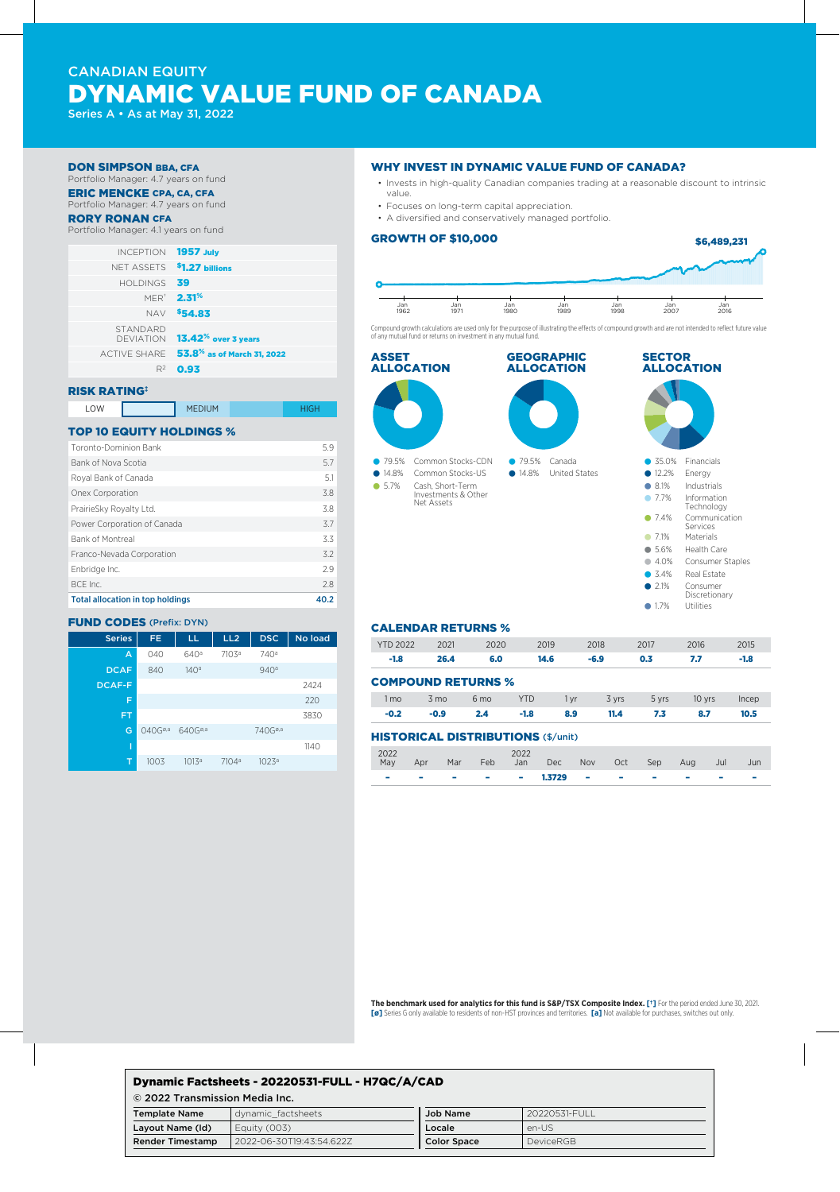CANADIAN EQUITY

# DYNAMIC VALUE FUND OF CANADA

Series A • As at May 31, 2022

**DON SIMPSON BBA, CFA**
Portfolio Manager: 4.7 years on fund

**ERIC MENCKE CPA, CA, CFA**
Portfolio Manager: 4.7 years on fund

**RORY RONAN CFA**
Portfolio Manager: 4.1 years on fund

| | |
|---|---|
| INCEPTION | **1957 July** |
| NET ASSETS | **$1.27 billions** |
| HOLDINGS | **39** |
| MER[1] | **2.31%** |
| NAV | **$54.83** |
| STANDARD DEVIATION | **13.42% over 3 years** |
| ACTIVE SHARE | **53.8% as of March 31, 2022** |
| $R^2$ | **0.93** |

## RISK RATING[‡]

| LOW | | MEDIUM | | HIGH |
|---|---|---|---|---|

## TOP 10 EQUITY HOLDINGS %

| Holding | % |
|---|---|
| Toronto-Dominion Bank | 5.9 |
| Bank of Nova Scotia | 5.7 |
| Royal Bank of Canada | 5.1 |
| Onex Corporation | 3.8 |
| PrairieSky Royalty Ltd. | 3.8 |
| Power Corporation of Canada | 3.7 |
| Bank of Montreal | 3.3 |
| Franco-Nevada Corporation | 3.2 |
| Enbridge Inc. | 2.9 |
| BCE Inc. | 2.8 |
| **Total allocation in top holdings** | **40.2** |

## FUND CODES (Prefix: DYN)

| Series | FE | LL | LL2 | DSC | No load |
|---|---|---|---|---|---|
| A | 040 | 640[a] | 7103[a] | 740[a] | |
| DCAF | 840 | 140[a] | | 940[a] | |
| DCAF-F | | | | | 2424 |
| F | | | | | 220 |
| FT | | | | | 3830 |
| G | 040G[ø,a] | 640G[ø,a] | | 740G[ø,a] | |
| I | | | | | 1140 |
| T | 1003 | 1013[a] | 7104[a] | 1023[a] | |

## WHY INVEST IN DYNAMIC VALUE FUND OF CANADA?

- Invests in high-quality Canadian companies trading at a reasonable discount to intrinsic value.
- Focuses on long-term capital appreciation.
- A diversified and conservatively managed portfolio.

## GROWTH OF $10,000

$6,489,231

Jan 1962 · Jan 1971 · Jan 1980 · Jan 1989 · Jan 1998 · Jan 2007 · Jan 2016

Compound growth calculations are used only for the purpose of illustrating the effects of compound growth and are not intended to reflect future value of any mutual fund or returns on investment in any mutual fund.

## ASSET ALLOCATION

- 79.5% Common Stocks-CDN
- 14.8% Common Stocks-US
- 5.7% Cash, Short-Term Investments & Other Net Assets

## GEOGRAPHIC ALLOCATION

- 79.5% Canada
- 14.8% United States

## SECTOR ALLOCATION

- 35.0% Financials
- 12.2% Energy
- 8.1% Industrials
- 7.7% Information Technology
- 7.4% Communication Services
- 7.1% Materials
- 5.6% Health Care
- 4.0% Consumer Staples
- 3.4% Real Estate
- 2.1% Consumer Discretionary
- 1.7% Utilities

## CALENDAR RETURNS %

| YTD 2022 | 2021 | 2020 | 2019 | 2018 | 2017 | 2016 | 2015 |
|---|---|---|---|---|---|---|---|
| **-1.8** | **26.4** | **6.0** | **14.6** | **-6.9** | **0.3** | **7.7** | **-1.8** |

## COMPOUND RETURNS %

| 1 mo | 3 mo | 6 mo | YTD | 1 yr | 3 yrs | 5 yrs | 10 yrs | Incep |
|---|---|---|---|---|---|---|---|---|
| **-0.2** | **-0.9** | **2.4** | **-1.8** | **8.9** | **11.4** | **7.3** | **8.7** | **10.5** |

## HISTORICAL DISTRIBUTIONS ($/unit)

| 2022 May | Apr | Mar | Feb | 2022 Jan | Dec | Nov | Oct | Sep | Aug | Jul | Jun |
|---|---|---|---|---|---|---|---|---|---|---|---|
| - | - | - | - | - | **1.3729** | - | - | - | - | - | - |

**The benchmark used for analytics for this fund is S&P/TSX Composite Index.** **[1]** For the period ended June 30, 2021. **[ø]** Series G only available to residents of non-HST provinces and territories. **[a]** Not available for purchases, switches out only.

**Dynamic Factsheets - 20220531-FULL - H7QC/A/CAD**

© 2022 Transmission Media Inc.

| | | | |
|---|---|---|---|
| **Template Name** | dynamic_factsheets | **Job Name** | 20220531-FULL |
| **Layout Name (Id)** | Equity (003) | **Locale** | en-US |
| **Render Timestamp** | 2022-06-30T19:43:54.622Z | **Color Space** | DeviceRGB |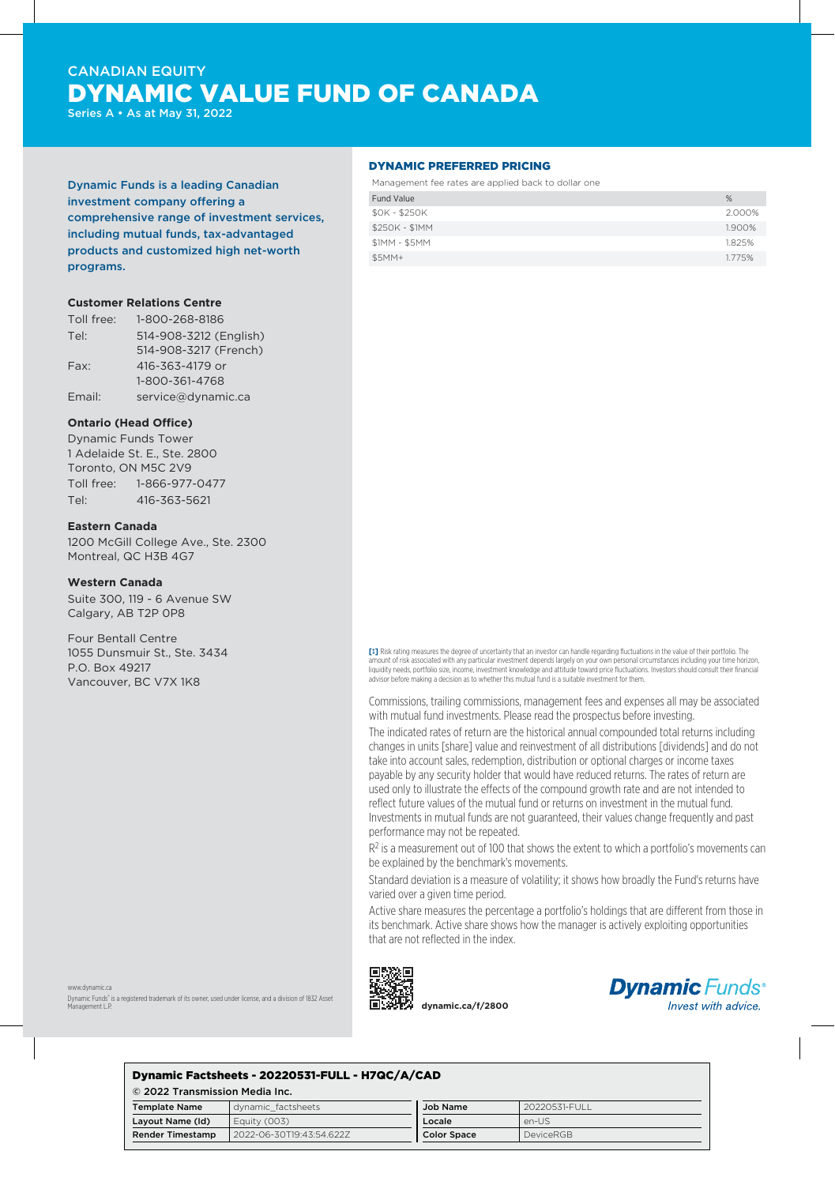CANADIAN EQUITY

# DYNAMIC VALUE FUND OF CANADA

Series A • As at May 31, 2022

**Dynamic Funds is a leading Canadian investment company offering a comprehensive range of investment services, including mutual funds, tax-advantaged products and customized high net-worth programs.**

### Customer Relations Centre

Toll free: 1-800-268-8186
Tel: 514-908-3212 (English)
514-908-3217 (French)
Fax: 416-363-4179 or
1-800-361-4768
Email: service@dynamic.ca

### Ontario (Head Office)

Dynamic Funds Tower
1 Adelaide St. E., Ste. 2800
Toronto, ON M5C 2V9
Toll free: 1-866-977-0477
Tel: 416-363-5621

### Eastern Canada

1200 McGill College Ave., Ste. 2300
Montreal, QC H3B 4G7

### Western Canada

Suite 300, 119 - 6 Avenue SW
Calgary, AB T2P 0P8

Four Bentall Centre
1055 Dunsmuir St., Ste. 3434
P.O. Box 49217
Vancouver, BC V7X 1K8

www.dynamic.ca
Dynamic Funds® is a registered trademark of its owner, used under license, and a division of 1832 Asset Management L.P.

## DYNAMIC PREFERRED PRICING

Management fee rates are applied back to dollar one

| Fund Value | % |
| --- | --- |
| $0K - $250K | 2.000% |
| $250K - $1MM | 1.900% |
| $1MM - $5MM | 1.825% |
| $5MM+ | 1.775% |

[1] Risk rating measures the degree of uncertainty that an investor can handle regarding fluctuations in the value of their portfolio. The amount of risk associated with any particular investment depends largely on your own personal circumstances including your time horizon, liquidity needs, portfolio size, income, investment knowledge and attitude toward price fluctuations. Investors should consult their financial advisor before making a decision as to whether this mutual fund is a suitable investment for them.

Commissions, trailing commissions, management fees and expenses all may be associated with mutual fund investments. Please read the prospectus before investing.

The indicated rates of return are the historical annual compounded total returns including changes in units [share] value and reinvestment of all distributions [dividends] and do not take into account sales, redemption, distribution or optional charges or income taxes payable by any security holder that would have reduced returns. The rates of return are used only to illustrate the effects of the compound growth rate and are not intended to reflect future values of the mutual fund or returns on investment in the mutual fund. Investments in mutual funds are not guaranteed, their values change frequently and past performance may not be repeated.

$R^2$ is a measurement out of 100 that shows the extent to which a portfolio's movements can be explained by the benchmark's movements.

Standard deviation is a measure of volatility; it shows how broadly the Fund's returns have varied over a given time period.

Active share measures the percentage a portfolio's holdings that are different from those in its benchmark. Active share shows how the manager is actively exploiting opportunities that are not reflected in the index.

dynamic.ca/f/2800

Dynamic Funds®
*Invest with advice.*

**Dynamic Factsheets - 20220531-FULL - H7QC/A/CAD**

© 2022 Transmission Media Inc.

| | | | |
| --- | --- | --- | --- |
| **Template Name** | dynamic_factsheets | **Job Name** | 20220531-FULL |
| **Layout Name (Id)** | Equity (003) | **Locale** | en-US |
| **Render Timestamp** | 2022-06-30T19:43:54.622Z | **Color Space** | DeviceRGB |